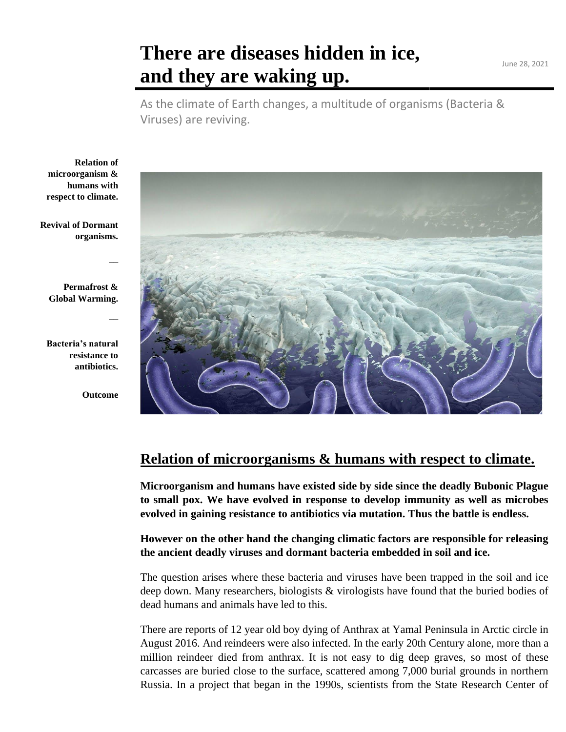# There are diseases hidden in ice, and they are waking up.

June 28, 2021

As the climate of Earth changes, a multitude of organisms (Bacteria & Viruses) are reviving.

**Relation of microorganism & humans with respect to climate.**

**Revival of Dormant organisms.**

—

**Permafrost & Global Warming.**

—

**Bacteria's natural resistance to antibiotics.**

**Outcome**

## Relation of microorganisms & humans with respect to climate.

**Microorganism and humans have existed side by side since the deadly Bubonic Plague to small pox. We have evolved in response to develop immunity as well as microbes evolved in gaining resistance to antibiotics via mutation. Thus the battle is endless.**

**However on the other hand the changing climatic factors are responsible for releasing the ancient deadly viruses and dormant bacteria embedded in soil and ice.**

The question arises where these bacteria and viruses have been trapped in the soil and ice deep down. Many researchers, biologists & virologists have found that the buried bodies of dead humans and animals have led to this.

There are reports of 12 year old boy dying of Anthrax at Yamal Peninsula in Arctic circle in August 2016. And reindeers were also infected. In the early 20th Century alone, more than a million reindeer died from anthrax. It is not easy to dig deep graves, so most of these carcasses are buried close to the surface, scattered among 7,000 burial grounds in northern Russia. In a project that began in the 1990s, scientists from the State Research Center of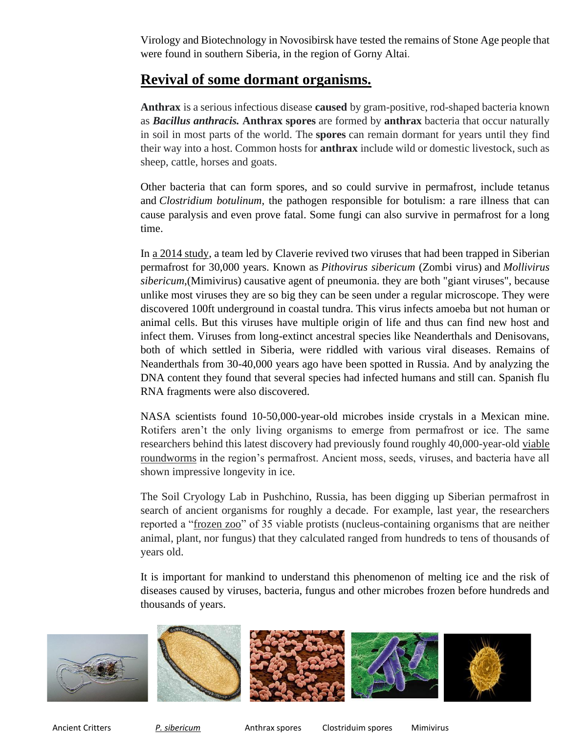Virology and Biotechnology in Novosibirsk have tested the remains of Stone Age people that were found in southern Siberia, in the region of Gorny Altai.

## Revival of some dormant organisms.

**Anthrax** is a serious infectious disease **caused** by gram-positive, rod-shaped bacteria known as ***Bacillus anthracis.*** **Anthrax spores** are formed by **anthrax** bacteria that occur naturally in soil in most parts of the world. The **spores** can remain dormant for years until they find their way into a host. Common hosts for **anthrax** include wild or domestic livestock, such as sheep, cattle, horses and goats.

Other bacteria that can form spores, and so could survive in permafrost, include tetanus and *Clostridium botulinum*, the pathogen responsible for botulism: a rare illness that can cause paralysis and even prove fatal. Some fungi can also survive in permafrost for a long time.

In a 2014 study, a team led by Claverie revived two viruses that had been trapped in Siberian permafrost for 30,000 years. Known as *Pithovirus sibericum* (Zombi virus) and *Mollivirus sibericum*,(Mimivirus) causative agent of pneumonia. they are both "giant viruses", because unlike most viruses they are so big they can be seen under a regular microscope. They were discovered 100ft underground in coastal tundra. This virus infects amoeba but not human or animal cells. But this viruses have multiple origin of life and thus can find new host and infect them. Viruses from long-extinct ancestral species like Neanderthals and Denisovans, both of which settled in Siberia, were riddled with various viral diseases. Remains of Neanderthals from 30-40,000 years ago have been spotted in Russia. And by analyzing the DNA content they found that several species had infected humans and still can. Spanish flu RNA fragments were also discovered.

NASA scientists found 10-50,000-year-old microbes inside crystals in a Mexican mine. Rotifers aren't the only living organisms to emerge from permafrost or ice. The same researchers behind this latest discovery had previously found roughly 40,000-year-old viable roundworms in the region's permafrost. Ancient moss, seeds, viruses, and bacteria have all shown impressive longevity in ice.

The Soil Cryology Lab in Pushchino, Russia, has been digging up Siberian permafrost in search of ancient organisms for roughly a decade. For example, last year, the researchers reported a "frozen zoo" of 35 viable protists (nucleus-containing organisms that are neither animal, plant, nor fungus) that they calculated ranged from hundreds to tens of thousands of years old.

It is important for mankind to understand this phenomenon of melting ice and the risk of diseases caused by viruses, bacteria, fungus and other microbes frozen before hundreds and thousands of years.

Ancient Critters | *P. sibericum* | Anthrax spores | Clostriduim spores | Mimivirus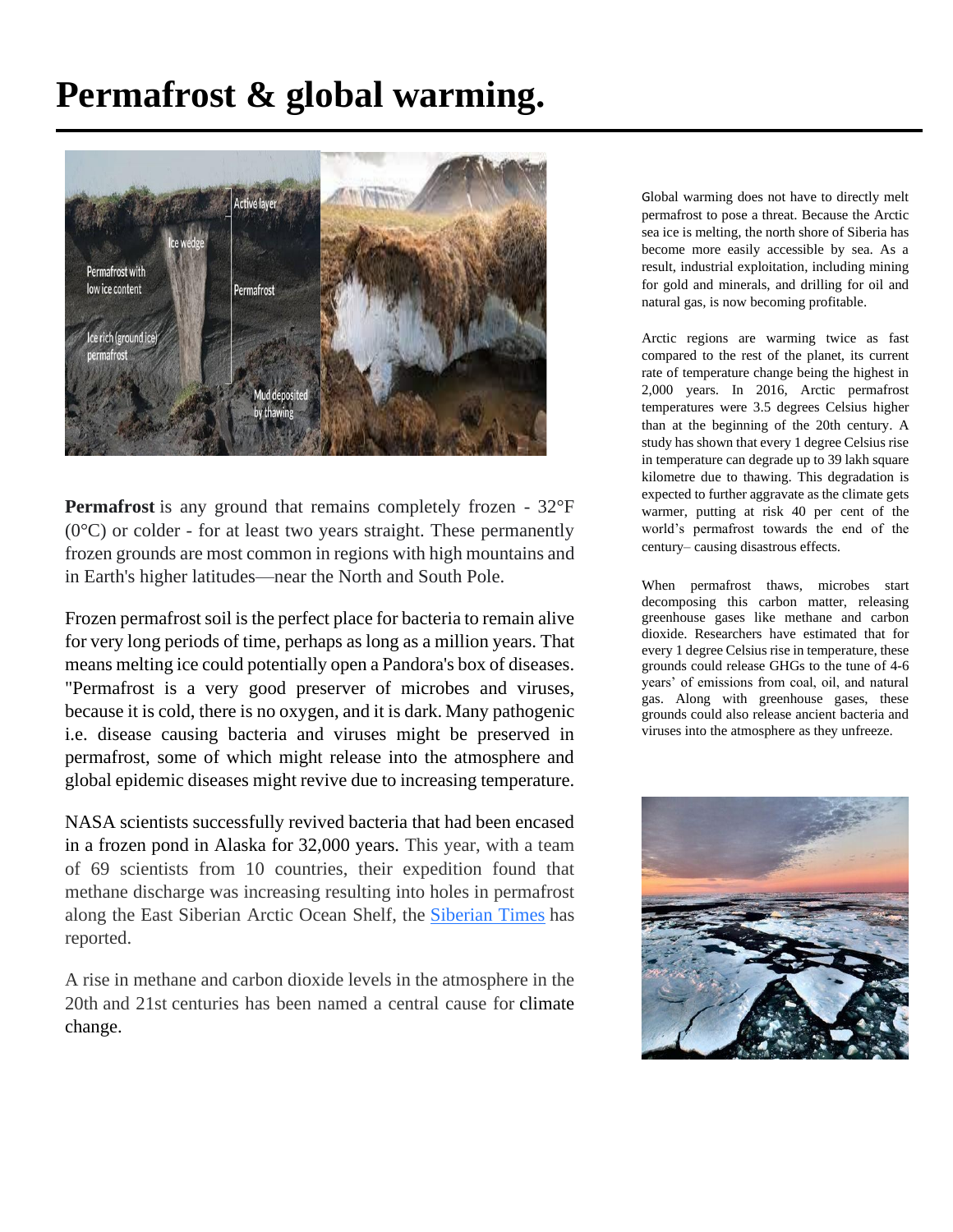# Permafrost & global warming.

**Permafrost** is any ground that remains completely frozen - 32°F (0°C) or colder - for at least two years straight. These permanently frozen grounds are most common in regions with high mountains and in Earth's higher latitudes—near the North and South Pole.

Frozen permafrost soil is the perfect place for bacteria to remain alive for very long periods of time, perhaps as long as a million years. That means melting ice could potentially open a Pandora's box of diseases. "Permafrost is a very good preserver of microbes and viruses, because it is cold, there is no oxygen, and it is dark. Many pathogenic i.e. disease causing bacteria and viruses might be preserved in permafrost, some of which might release into the atmosphere and global epidemic diseases might revive due to increasing temperature.

NASA scientists successfully revived bacteria that had been encased in a frozen pond in Alaska for 32,000 years. This year, with a team of 69 scientists from 10 countries, their expedition found that methane discharge was increasing resulting into holes in permafrost along the East Siberian Arctic Ocean Shelf, the [Siberian Times](Siberian Times) has reported.

A rise in methane and carbon dioxide levels in the atmosphere in the 20th and 21st centuries has been named a central cause for climate change.

Global warming does not have to directly melt permafrost to pose a threat. Because the Arctic sea ice is melting, the north shore of Siberia has become more easily accessible by sea. As a result, industrial exploitation, including mining for gold and minerals, and drilling for oil and natural gas, is now becoming profitable.

Arctic regions are warming twice as fast compared to the rest of the planet, its current rate of temperature change being the highest in 2,000 years. In 2016, Arctic permafrost temperatures were 3.5 degrees Celsius higher than at the beginning of the 20th century. A study has shown that every 1 degree Celsius rise in temperature can degrade up to 39 lakh square kilometre due to thawing. This degradation is expected to further aggravate as the climate gets warmer, putting at risk 40 per cent of the world's permafrost towards the end of the century– causing disastrous effects.

When permafrost thaws, microbes start decomposing this carbon matter, releasing greenhouse gases like methane and carbon dioxide. Researchers have estimated that for every 1 degree Celsius rise in temperature, these grounds could release GHGs to the tune of 4-6 years' of emissions from coal, oil, and natural gas. Along with greenhouse gases, these grounds could also release ancient bacteria and viruses into the atmosphere as they unfreeze.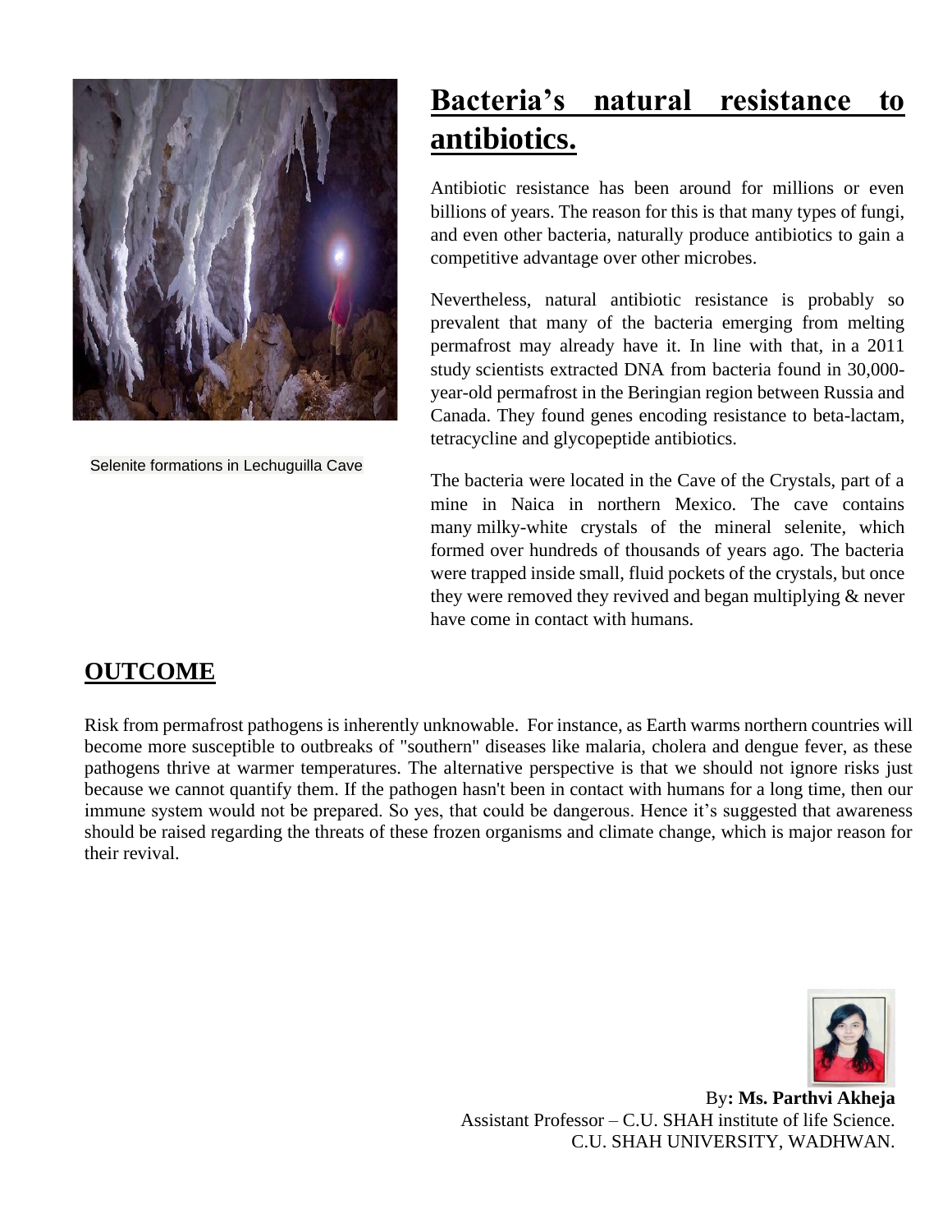Selenite formations in Lechuguilla Cave

## Bacteria's natural resistance to antibiotics.

Antibiotic resistance has been around for millions or even billions of years. The reason for this is that many types of fungi, and even other bacteria, naturally produce antibiotics to gain a competitive advantage over other microbes.

Nevertheless, natural antibiotic resistance is probably so prevalent that many of the bacteria emerging from melting permafrost may already have it. In line with that, in a 2011 study scientists extracted DNA from bacteria found in 30,000-year-old permafrost in the Beringian region between Russia and Canada. They found genes encoding resistance to beta-lactam, tetracycline and glycopeptide antibiotics.

The bacteria were located in the Cave of the Crystals, part of a mine in Naica in northern Mexico. The cave contains many milky-white crystals of the mineral selenite, which formed over hundreds of thousands of years ago. The bacteria were trapped inside small, fluid pockets of the crystals, but once they were removed they revived and began multiplying & never have come in contact with humans.

## OUTCOME

Risk from permafrost pathogens is inherently unknowable. For instance, as Earth warms northern countries will become more susceptible to outbreaks of "southern" diseases like malaria, cholera and dengue fever, as these pathogens thrive at warmer temperatures. The alternative perspective is that we should not ignore risks just because we cannot quantify them. If the pathogen hasn't been in contact with humans for a long time, then our immune system would not be prepared. So yes, that could be dangerous. Hence it's suggested that awareness should be raised regarding the threats of these frozen organisms and climate change, which is major reason for their revival.

By**: Ms. Parthvi Akheja**
Assistant Professor – C.U. SHAH institute of life Science.
C.U. SHAH UNIVERSITY, WADHWAN.